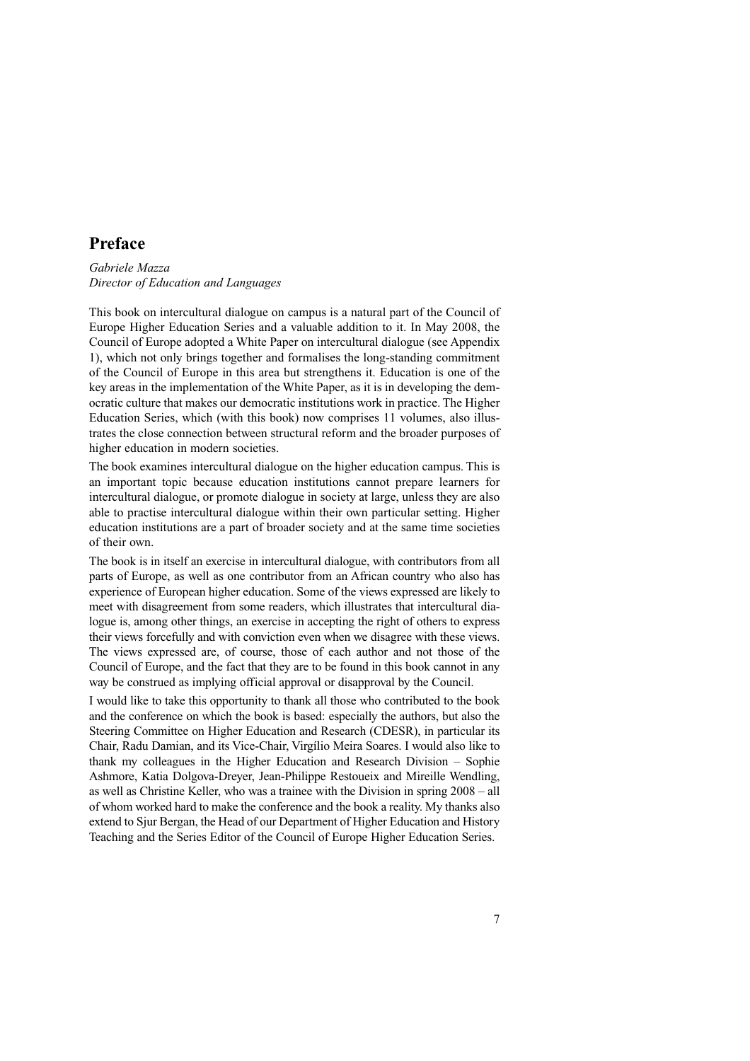# Preface

*Gabriele Mazza*
*Director of Education and Languages*

This book on intercultural dialogue on campus is a natural part of the Council of Europe Higher Education Series and a valuable addition to it. In May 2008, the Council of Europe adopted a White Paper on intercultural dialogue (see Appendix 1), which not only brings together and formalises the long-standing commitment of the Council of Europe in this area but strengthens it. Education is one of the key areas in the implementation of the White Paper, as it is in developing the democratic culture that makes our democratic institutions work in practice. The Higher Education Series, which (with this book) now comprises 11 volumes, also illustrates the close connection between structural reform and the broader purposes of higher education in modern societies.

The book examines intercultural dialogue on the higher education campus. This is an important topic because education institutions cannot prepare learners for intercultural dialogue, or promote dialogue in society at large, unless they are also able to practise intercultural dialogue within their own particular setting. Higher education institutions are a part of broader society and at the same time societies of their own.

The book is in itself an exercise in intercultural dialogue, with contributors from all parts of Europe, as well as one contributor from an African country who also has experience of European higher education. Some of the views expressed are likely to meet with disagreement from some readers, which illustrates that intercultural dialogue is, among other things, an exercise in accepting the right of others to express their views forcefully and with conviction even when we disagree with these views. The views expressed are, of course, those of each author and not those of the Council of Europe, and the fact that they are to be found in this book cannot in any way be construed as implying official approval or disapproval by the Council.

I would like to take this opportunity to thank all those who contributed to the book and the conference on which the book is based: especially the authors, but also the Steering Committee on Higher Education and Research (CDESR), in particular its Chair, Radu Damian, and its Vice-Chair, Virgílio Meira Soares. I would also like to thank my colleagues in the Higher Education and Research Division – Sophie Ashmore, Katia Dolgova-Dreyer, Jean-Philippe Restoueix and Mireille Wendling, as well as Christine Keller, who was a trainee with the Division in spring 2008 – all of whom worked hard to make the conference and the book a reality. My thanks also extend to Sjur Bergan, the Head of our Department of Higher Education and History Teaching and the Series Editor of the Council of Europe Higher Education Series.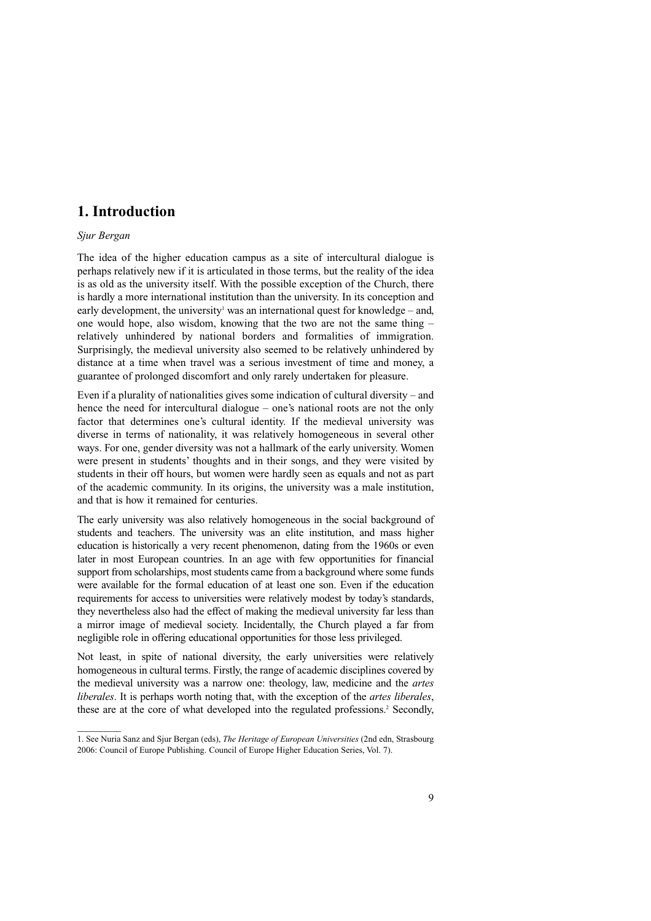# 1. Introduction

*Sjur Bergan*

The idea of the higher education campus as a site of intercultural dialogue is perhaps relatively new if it is articulated in those terms, but the reality of the idea is as old as the university itself. With the possible exception of the Church, there is hardly a more international institution than the university. In its conception and early development, the university[1] was an international quest for knowledge – and, one would hope, also wisdom, knowing that the two are not the same thing – relatively unhindered by national borders and formalities of immigration. Surprisingly, the medieval university also seemed to be relatively unhindered by distance at a time when travel was a serious investment of time and money, a guarantee of prolonged discomfort and only rarely undertaken for pleasure.

Even if a plurality of nationalities gives some indication of cultural diversity – and hence the need for intercultural dialogue – one's national roots are not the only factor that determines one's cultural identity. If the medieval university was diverse in terms of nationality, it was relatively homogeneous in several other ways. For one, gender diversity was not a hallmark of the early university. Women were present in students' thoughts and in their songs, and they were visited by students in their off hours, but women were hardly seen as equals and not as part of the academic community. In its origins, the university was a male institution, and that is how it remained for centuries.

The early university was also relatively homogeneous in the social background of students and teachers. The university was an elite institution, and mass higher education is historically a very recent phenomenon, dating from the 1960s or even later in most European countries. In an age with few opportunities for financial support from scholarships, most students came from a background where some funds were available for the formal education of at least one son. Even if the education requirements for access to universities were relatively modest by today's standards, they nevertheless also had the effect of making the medieval university far less than a mirror image of medieval society. Incidentally, the Church played a far from negligible role in offering educational opportunities for those less privileged.

Not least, in spite of national diversity, the early universities were relatively homogeneous in cultural terms. Firstly, the range of academic disciplines covered by the medieval university was a narrow one: theology, law, medicine and the *artes liberales*. It is perhaps worth noting that, with the exception of the *artes liberales*, these are at the core of what developed into the regulated professions.[2] Secondly,

---

1. See Nuria Sanz and Sjur Bergan (eds), *The Heritage of European Universities* (2nd edn, Strasbourg 2006: Council of Europe Publishing. Council of Europe Higher Education Series, Vol. 7).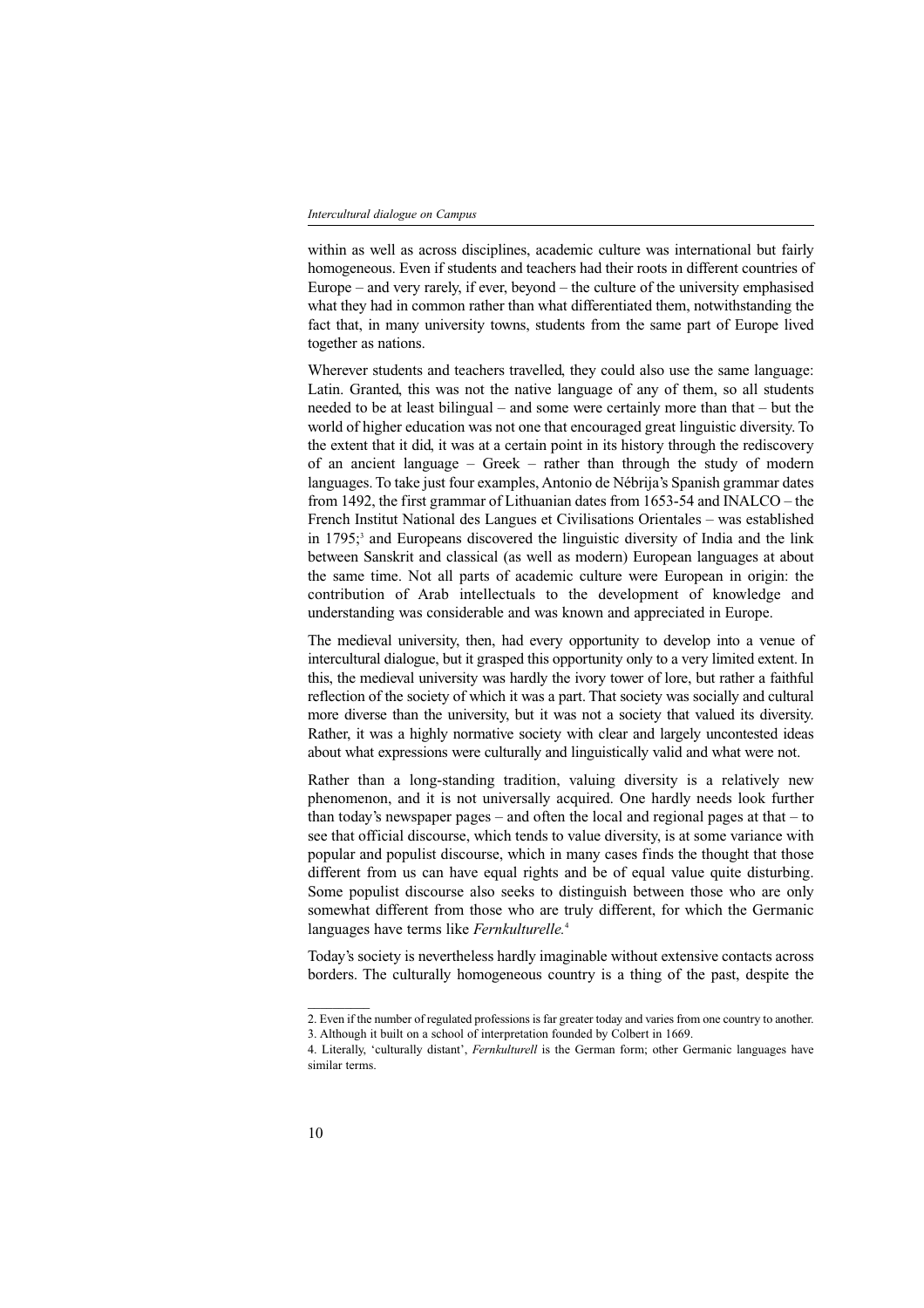within as well as across disciplines, academic culture was international but fairly homogeneous. Even if students and teachers had their roots in different countries of Europe – and very rarely, if ever, beyond – the culture of the university emphasised what they had in common rather than what differentiated them, notwithstanding the fact that, in many university towns, students from the same part of Europe lived together as nations.

Wherever students and teachers travelled, they could also use the same language: Latin. Granted, this was not the native language of any of them, so all students needed to be at least bilingual – and some were certainly more than that – but the world of higher education was not one that encouraged great linguistic diversity. To the extent that it did, it was at a certain point in its history through the rediscovery of an ancient language – Greek – rather than through the study of modern languages. To take just four examples, Antonio de Nébrija's Spanish grammar dates from 1492, the first grammar of Lithuanian dates from 1653-54 and INALCO – the French Institut National des Langues et Civilisations Orientales – was established in 1795;[3] and Europeans discovered the linguistic diversity of India and the link between Sanskrit and classical (as well as modern) European languages at about the same time. Not all parts of academic culture were European in origin: the contribution of Arab intellectuals to the development of knowledge and understanding was considerable and was known and appreciated in Europe.

The medieval university, then, had every opportunity to develop into a venue of intercultural dialogue, but it grasped this opportunity only to a very limited extent. In this, the medieval university was hardly the ivory tower of lore, but rather a faithful reflection of the society of which it was a part. That society was socially and cultural more diverse than the university, but it was not a society that valued its diversity. Rather, it was a highly normative society with clear and largely uncontested ideas about what expressions were culturally and linguistically valid and what were not.

Rather than a long-standing tradition, valuing diversity is a relatively new phenomenon, and it is not universally acquired. One hardly needs look further than today's newspaper pages – and often the local and regional pages at that – to see that official discourse, which tends to value diversity, is at some variance with popular and populist discourse, which in many cases finds the thought that those different from us can have equal rights and be of equal value quite disturbing. Some populist discourse also seeks to distinguish between those who are only somewhat different from those who are truly different, for which the Germanic languages have terms like *Fernkulturelle.*[4]

Today's society is nevertheless hardly imaginable without extensive contacts across borders. The culturally homogeneous country is a thing of the past, despite the

---

2. Even if the number of regulated professions is far greater today and varies from one country to another.

3. Although it built on a school of interpretation founded by Colbert in 1669.

4. Literally, 'culturally distant', *Fernkulturell* is the German form; other Germanic languages have similar terms.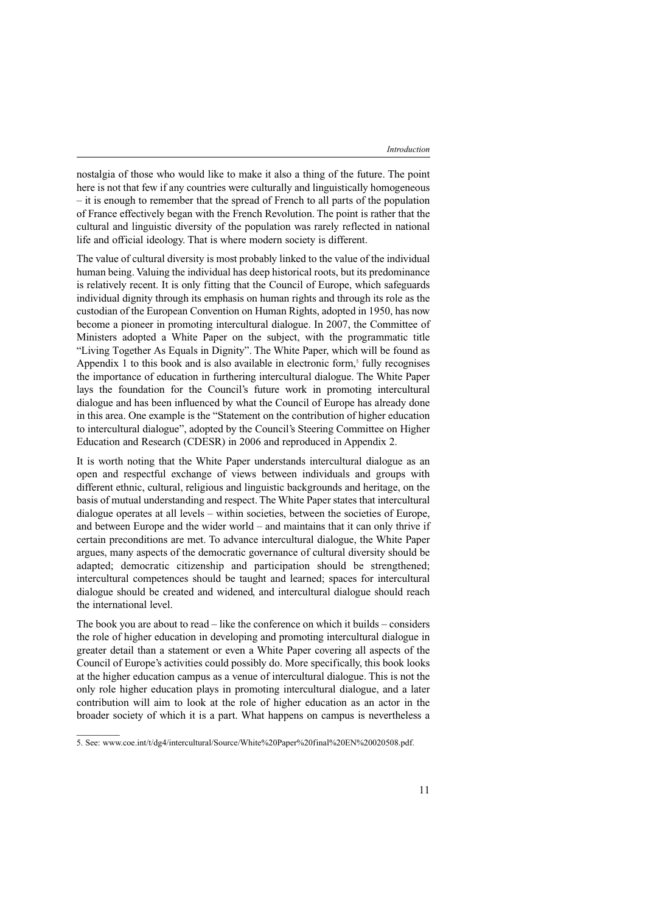nostalgia of those who would like to make it also a thing of the future. The point here is not that few if any countries were culturally and linguistically homogeneous – it is enough to remember that the spread of French to all parts of the population of France effectively began with the French Revolution. The point is rather that the cultural and linguistic diversity of the population was rarely reflected in national life and official ideology. That is where modern society is different.

The value of cultural diversity is most probably linked to the value of the individual human being. Valuing the individual has deep historical roots, but its predominance is relatively recent. It is only fitting that the Council of Europe, which safeguards individual dignity through its emphasis on human rights and through its role as the custodian of the European Convention on Human Rights, adopted in 1950, has now become a pioneer in promoting intercultural dialogue. In 2007, the Committee of Ministers adopted a White Paper on the subject, with the programmatic title "Living Together As Equals in Dignity". The White Paper, which will be found as Appendix 1 to this book and is also available in electronic form,[5] fully recognises the importance of education in furthering intercultural dialogue. The White Paper lays the foundation for the Council's future work in promoting intercultural dialogue and has been influenced by what the Council of Europe has already done in this area. One example is the "Statement on the contribution of higher education to intercultural dialogue", adopted by the Council's Steering Committee on Higher Education and Research (CDESR) in 2006 and reproduced in Appendix 2.

It is worth noting that the White Paper understands intercultural dialogue as an open and respectful exchange of views between individuals and groups with different ethnic, cultural, religious and linguistic backgrounds and heritage, on the basis of mutual understanding and respect. The White Paper states that intercultural dialogue operates at all levels – within societies, between the societies of Europe, and between Europe and the wider world – and maintains that it can only thrive if certain preconditions are met. To advance intercultural dialogue, the White Paper argues, many aspects of the democratic governance of cultural diversity should be adapted; democratic citizenship and participation should be strengthened; intercultural competences should be taught and learned; spaces for intercultural dialogue should be created and widened, and intercultural dialogue should reach the international level.

The book you are about to read – like the conference on which it builds – considers the role of higher education in developing and promoting intercultural dialogue in greater detail than a statement or even a White Paper covering all aspects of the Council of Europe's activities could possibly do. More specifically, this book looks at the higher education campus as a venue of intercultural dialogue. This is not the only role higher education plays in promoting intercultural dialogue, and a later contribution will aim to look at the role of higher education as an actor in the broader society of which it is a part. What happens on campus is nevertheless a

5. See: www.coe.int/t/dg4/intercultural/Source/White%20Paper%20final%20EN%20020508.pdf.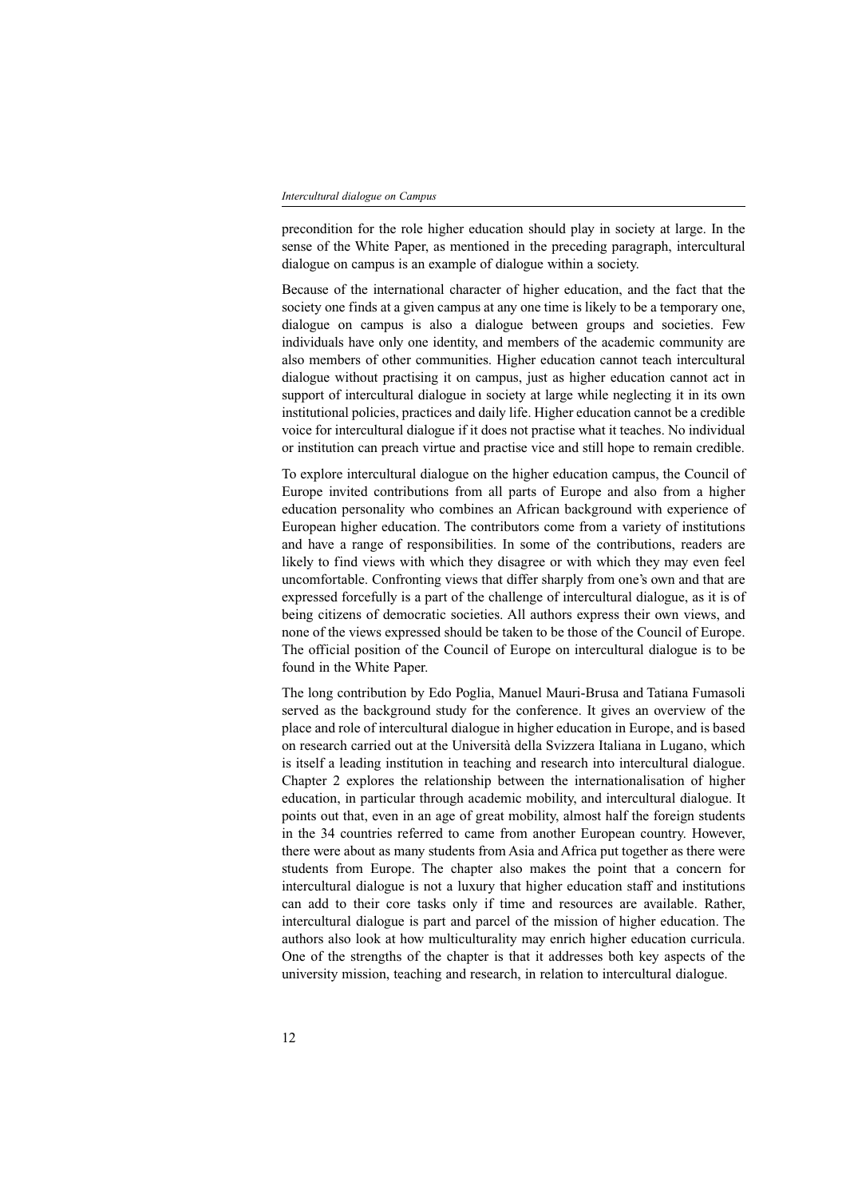precondition for the role higher education should play in society at large. In the sense of the White Paper, as mentioned in the preceding paragraph, intercultural dialogue on campus is an example of dialogue within a society.

Because of the international character of higher education, and the fact that the society one finds at a given campus at any one time is likely to be a temporary one, dialogue on campus is also a dialogue between groups and societies. Few individuals have only one identity, and members of the academic community are also members of other communities. Higher education cannot teach intercultural dialogue without practising it on campus, just as higher education cannot act in support of intercultural dialogue in society at large while neglecting it in its own institutional policies, practices and daily life. Higher education cannot be a credible voice for intercultural dialogue if it does not practise what it teaches. No individual or institution can preach virtue and practise vice and still hope to remain credible.

To explore intercultural dialogue on the higher education campus, the Council of Europe invited contributions from all parts of Europe and also from a higher education personality who combines an African background with experience of European higher education. The contributors come from a variety of institutions and have a range of responsibilities. In some of the contributions, readers are likely to find views with which they disagree or with which they may even feel uncomfortable. Confronting views that differ sharply from one's own and that are expressed forcefully is a part of the challenge of intercultural dialogue, as it is of being citizens of democratic societies. All authors express their own views, and none of the views expressed should be taken to be those of the Council of Europe. The official position of the Council of Europe on intercultural dialogue is to be found in the White Paper.

The long contribution by Edo Poglia, Manuel Mauri-Brusa and Tatiana Fumasoli served as the background study for the conference. It gives an overview of the place and role of intercultural dialogue in higher education in Europe, and is based on research carried out at the Università della Svizzera Italiana in Lugano, which is itself a leading institution in teaching and research into intercultural dialogue. Chapter 2 explores the relationship between the internationalisation of higher education, in particular through academic mobility, and intercultural dialogue. It points out that, even in an age of great mobility, almost half the foreign students in the 34 countries referred to came from another European country. However, there were about as many students from Asia and Africa put together as there were students from Europe. The chapter also makes the point that a concern for intercultural dialogue is not a luxury that higher education staff and institutions can add to their core tasks only if time and resources are available. Rather, intercultural dialogue is part and parcel of the mission of higher education. The authors also look at how multiculturality may enrich higher education curricula. One of the strengths of the chapter is that it addresses both key aspects of the university mission, teaching and research, in relation to intercultural dialogue.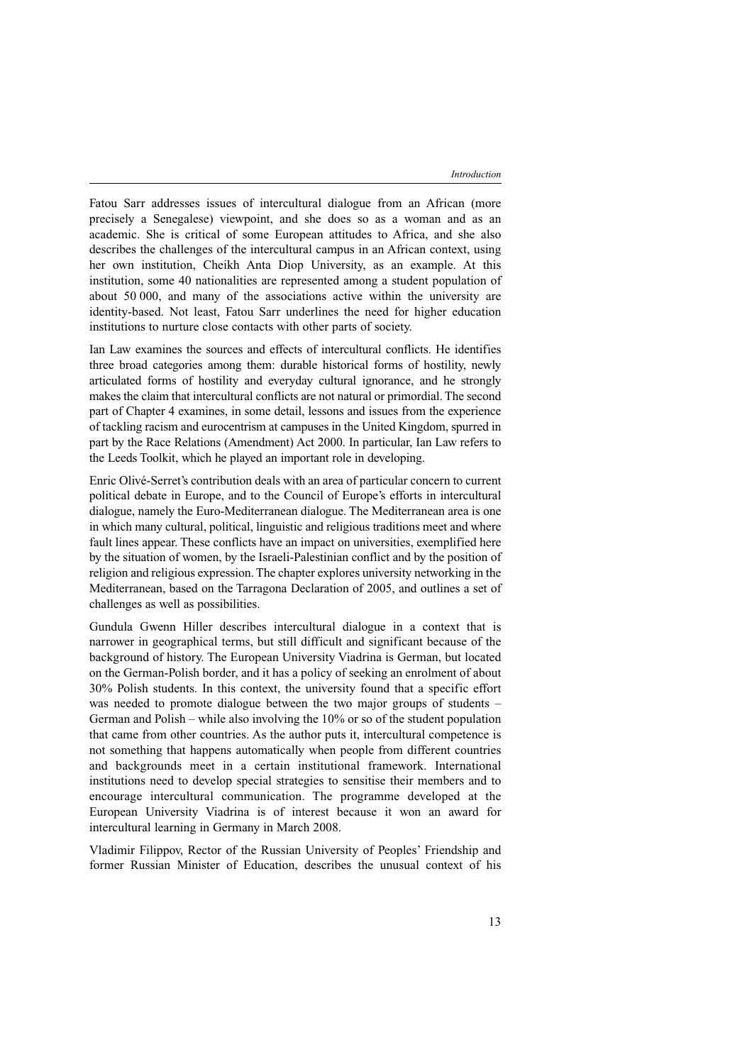Fatou Sarr addresses issues of intercultural dialogue from an African (more precisely a Senegalese) viewpoint, and she does so as a woman and as an academic. She is critical of some European attitudes to Africa, and she also describes the challenges of the intercultural campus in an African context, using her own institution, Cheikh Anta Diop University, as an example. At this institution, some 40 nationalities are represented among a student population of about 50 000, and many of the associations active within the university are identity-based. Not least, Fatou Sarr underlines the need for higher education institutions to nurture close contacts with other parts of society.

Ian Law examines the sources and effects of intercultural conflicts. He identifies three broad categories among them: durable historical forms of hostility, newly articulated forms of hostility and everyday cultural ignorance, and he strongly makes the claim that intercultural conflicts are not natural or primordial. The second part of Chapter 4 examines, in some detail, lessons and issues from the experience of tackling racism and eurocentrism at campuses in the United Kingdom, spurred in part by the Race Relations (Amendment) Act 2000. In particular, Ian Law refers to the Leeds Toolkit, which he played an important role in developing.

Enric Olivé-Serret's contribution deals with an area of particular concern to current political debate in Europe, and to the Council of Europe's efforts in intercultural dialogue, namely the Euro-Mediterranean dialogue. The Mediterranean area is one in which many cultural, political, linguistic and religious traditions meet and where fault lines appear. These conflicts have an impact on universities, exemplified here by the situation of women, by the Israeli-Palestinian conflict and by the position of religion and religious expression. The chapter explores university networking in the Mediterranean, based on the Tarragona Declaration of 2005, and outlines a set of challenges as well as possibilities.

Gundula Gwenn Hiller describes intercultural dialogue in a context that is narrower in geographical terms, but still difficult and significant because of the background of history. The European University Viadrina is German, but located on the German-Polish border, and it has a policy of seeking an enrolment of about 30% Polish students. In this context, the university found that a specific effort was needed to promote dialogue between the two major groups of students – German and Polish – while also involving the 10% or so of the student population that came from other countries. As the author puts it, intercultural competence is not something that happens automatically when people from different countries and backgrounds meet in a certain institutional framework. International institutions need to develop special strategies to sensitise their members and to encourage intercultural communication. The programme developed at the European University Viadrina is of interest because it won an award for intercultural learning in Germany in March 2008.

Vladimir Filippov, Rector of the Russian University of Peoples' Friendship and former Russian Minister of Education, describes the unusual context of his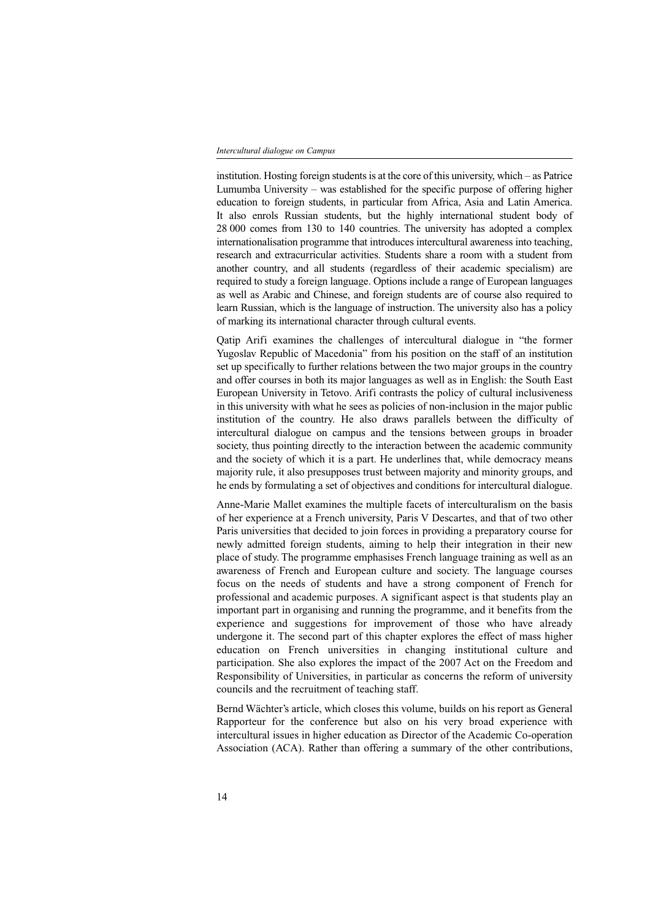institution. Hosting foreign students is at the core of this university, which – as Patrice Lumumba University – was established for the specific purpose of offering higher education to foreign students, in particular from Africa, Asia and Latin America. It also enrols Russian students, but the highly international student body of 28 000 comes from 130 to 140 countries. The university has adopted a complex internationalisation programme that introduces intercultural awareness into teaching, research and extracurricular activities. Students share a room with a student from another country, and all students (regardless of their academic specialism) are required to study a foreign language. Options include a range of European languages as well as Arabic and Chinese, and foreign students are of course also required to learn Russian, which is the language of instruction. The university also has a policy of marking its international character through cultural events.

Qatip Arifi examines the challenges of intercultural dialogue in "the former Yugoslav Republic of Macedonia" from his position on the staff of an institution set up specifically to further relations between the two major groups in the country and offer courses in both its major languages as well as in English: the South East European University in Tetovo. Arifi contrasts the policy of cultural inclusiveness in this university with what he sees as policies of non-inclusion in the major public institution of the country. He also draws parallels between the difficulty of intercultural dialogue on campus and the tensions between groups in broader society, thus pointing directly to the interaction between the academic community and the society of which it is a part. He underlines that, while democracy means majority rule, it also presupposes trust between majority and minority groups, and he ends by formulating a set of objectives and conditions for intercultural dialogue.

Anne-Marie Mallet examines the multiple facets of interculturalism on the basis of her experience at a French university, Paris V Descartes, and that of two other Paris universities that decided to join forces in providing a preparatory course for newly admitted foreign students, aiming to help their integration in their new place of study. The programme emphasises French language training as well as an awareness of French and European culture and society. The language courses focus on the needs of students and have a strong component of French for professional and academic purposes. A significant aspect is that students play an important part in organising and running the programme, and it benefits from the experience and suggestions for improvement of those who have already undergone it. The second part of this chapter explores the effect of mass higher education on French universities in changing institutional culture and participation. She also explores the impact of the 2007 Act on the Freedom and Responsibility of Universities, in particular as concerns the reform of university councils and the recruitment of teaching staff.

Bernd Wächter's article, which closes this volume, builds on his report as General Rapporteur for the conference but also on his very broad experience with intercultural issues in higher education as Director of the Academic Co-operation Association (ACA). Rather than offering a summary of the other contributions,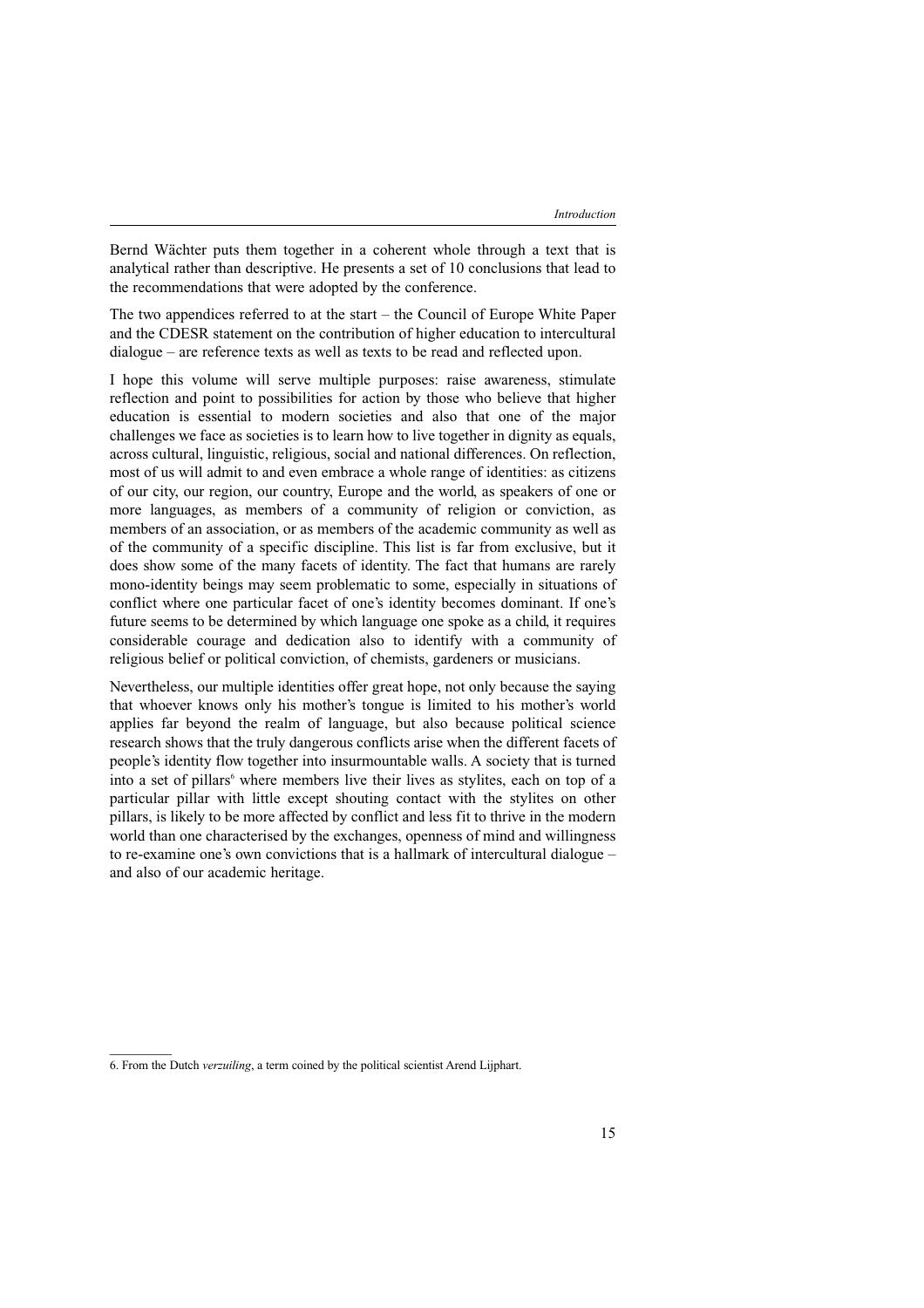Bernd Wächter puts them together in a coherent whole through a text that is analytical rather than descriptive. He presents a set of 10 conclusions that lead to the recommendations that were adopted by the conference.

The two appendices referred to at the start – the Council of Europe White Paper and the CDESR statement on the contribution of higher education to intercultural dialogue – are reference texts as well as texts to be read and reflected upon.

I hope this volume will serve multiple purposes: raise awareness, stimulate reflection and point to possibilities for action by those who believe that higher education is essential to modern societies and also that one of the major challenges we face as societies is to learn how to live together in dignity as equals, across cultural, linguistic, religious, social and national differences. On reflection, most of us will admit to and even embrace a whole range of identities: as citizens of our city, our region, our country, Europe and the world, as speakers of one or more languages, as members of a community of religion or conviction, as members of an association, or as members of the academic community as well as of the community of a specific discipline. This list is far from exclusive, but it does show some of the many facets of identity. The fact that humans are rarely mono-identity beings may seem problematic to some, especially in situations of conflict where one particular facet of one's identity becomes dominant. If one's future seems to be determined by which language one spoke as a child, it requires considerable courage and dedication also to identify with a community of religious belief or political conviction, of chemists, gardeners or musicians.

Nevertheless, our multiple identities offer great hope, not only because the saying that whoever knows only his mother's tongue is limited to his mother's world applies far beyond the realm of language, but also because political science research shows that the truly dangerous conflicts arise when the different facets of people's identity flow together into insurmountable walls. A society that is turned into a set of pillars[6] where members live their lives as stylites, each on top of a particular pillar with little except shouting contact with the stylites on other pillars, is likely to be more affected by conflict and less fit to thrive in the modern world than one characterised by the exchanges, openness of mind and willingness to re-examine one's own convictions that is a hallmark of intercultural dialogue – and also of our academic heritage.

6. From the Dutch *verzuiling*, a term coined by the political scientist Arend Lijphart.